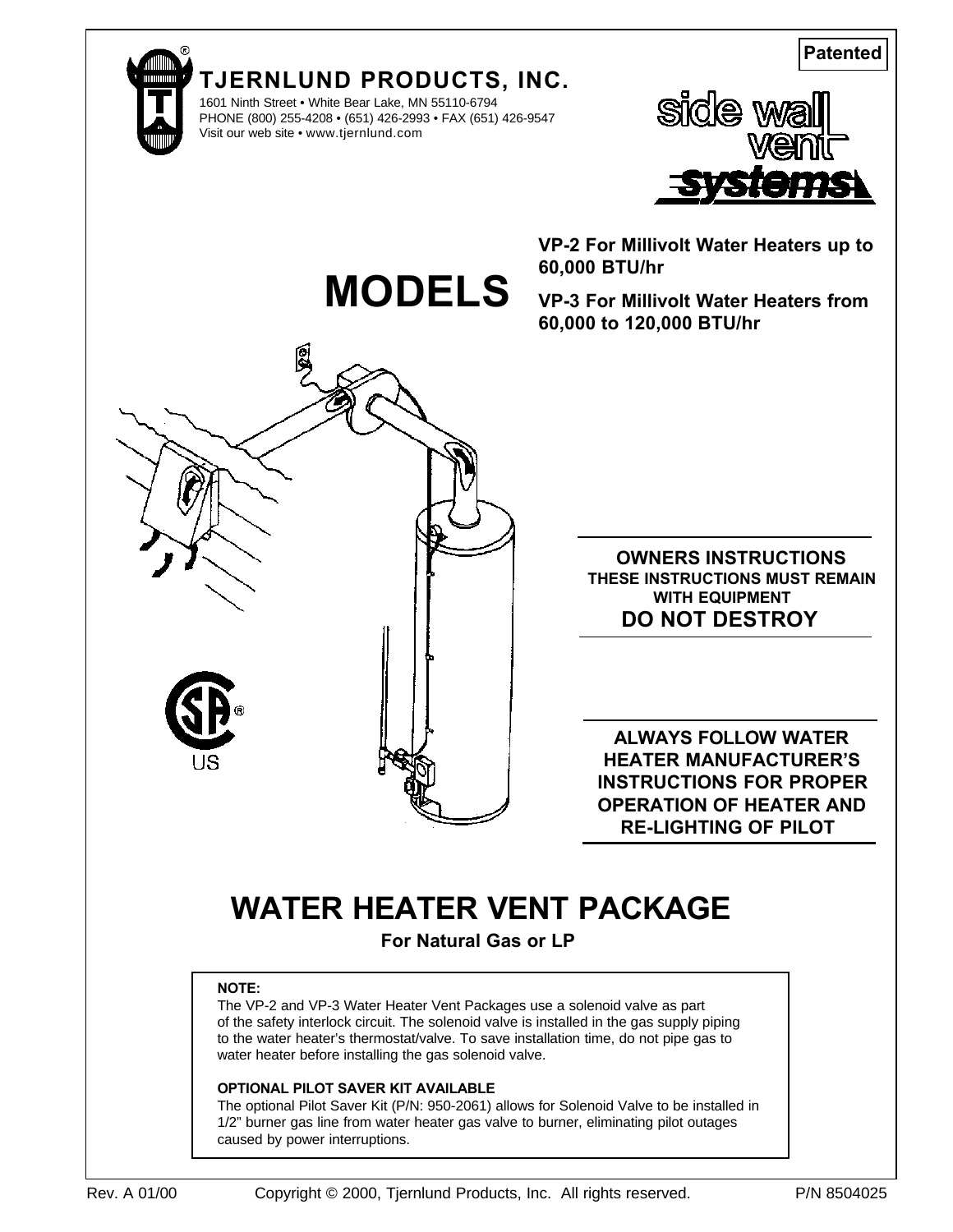# TJERNLUND PRODUCTS, INC.

1601 Ninth Street • White Bear Lake, MN 55110-6794
PHONE (800) 255-4208 • (651) 426-2993 • FAX (651) 426-9547
Visit our web site • www.tjernlund.com

**Patented**

side wall vent systems

# MODELS

**VP-2 For Millivolt Water Heaters up to 60,000 BTU/hr**

**VP-3 For Millivolt Water Heaters from 60,000 to 120,000 BTU/hr**

**OWNERS INSTRUCTIONS**
**THESE INSTRUCTIONS MUST REMAIN WITH EQUIPMENT**
**DO NOT DESTROY**

**ALWAYS FOLLOW WATER HEATER MANUFACTURER'S INSTRUCTIONS FOR PROPER OPERATION OF HEATER AND RE-LIGHTING OF PILOT**

# WATER HEATER VENT PACKAGE

**For Natural Gas or LP**

**NOTE:**
The VP-2 and VP-3 Water Heater Vent Packages use a solenoid valve as part of the safety interlock circuit. The solenoid valve is installed in the gas supply piping to the water heater's thermostat/valve. To save installation time, do not pipe gas to water heater before installing the gas solenoid valve.

**OPTIONAL PILOT SAVER KIT AVAILABLE**
The optional Pilot Saver Kit (P/N: 950-2061) allows for Solenoid Valve to be installed in 1/2" burner gas line from water heater gas valve to burner, eliminating pilot outages caused by power interruptions.

Rev. A 01/00 Copyright © 2000, Tjernlund Products, Inc. All rights reserved. P/N 8504025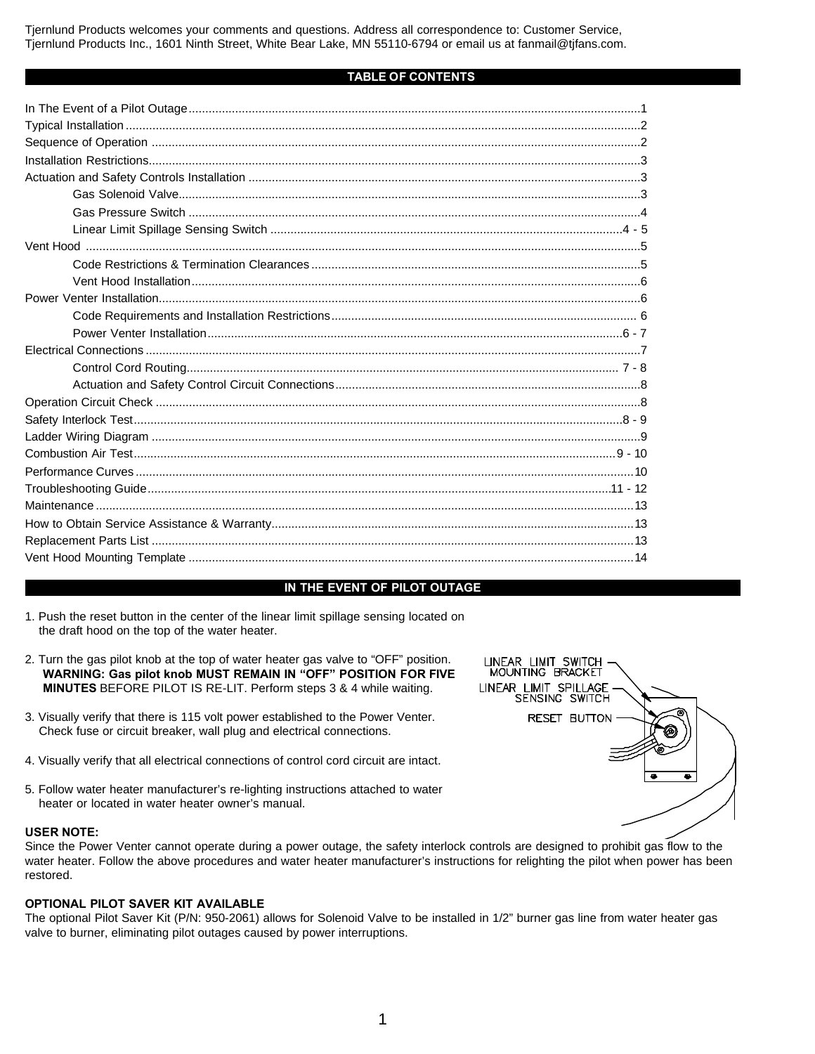Tjernlund Products welcomes your comments and questions. Address all correspondence to: Customer Service, Tjernlund Products Inc., 1601 Ninth Street, White Bear Lake, MN 55110-6794 or email us at fanmail@tjfans.com.

## TABLE OF CONTENTS

In The Event of a Pilot Outage....................1
Typical Installation....................2
Sequence of Operation....................2
Installation Restrictions....................3
Actuation and Safety Controls Installation....................3
- Gas Solenoid Valve....................3
- Gas Pressure Switch....................4
- Linear Limit Spillage Sensing Switch....................4 - 5

Vent Hood....................5
- Code Restrictions & Termination Clearances....................5
- Vent Hood Installation....................6

Power Venter Installation....................6
- Code Requirements and Installation Restrictions....................6
- Power Venter Installation....................6 - 7

Electrical Connections....................7
- Control Cord Routing....................7 - 8
- Actuation and Safety Control Circuit Connections....................8

Operation Circuit Check....................8
Safety Interlock Test....................8 - 9
Ladder Wiring Diagram....................9
Combustion Air Test....................9 - 10
Performance Curves....................10
Troubleshooting Guide....................11 - 12
Maintenance....................13
How to Obtain Service Assistance & Warranty....................13
Replacement Parts List....................13
Vent Hood Mounting Template....................14

## IN THE EVENT OF PILOT OUTAGE

1. Push the reset button in the center of the linear limit spillage sensing located on the draft hood on the top of the water heater.

2. Turn the gas pilot knob at the top of water heater gas valve to "OFF" position. **WARNING: Gas pilot knob MUST REMAIN IN "OFF" POSITION FOR FIVE MINUTES** BEFORE PILOT IS RE-LIT. Perform steps 3 & 4 while waiting.

3. Visually verify that there is 115 volt power established to the Power Venter. Check fuse or circuit breaker, wall plug and electrical connections.

4. Visually verify that all electrical connections of control cord circuit are intact.

5. Follow water heater manufacturer's re-lighting instructions attached to water heater or located in water heater owner's manual.

LINEAR LIMIT SWITCH MOUNTING BRACKET
LINEAR LIMIT SPILLAGE SENSING SWITCH
RESET BUTTON

**USER NOTE:**
Since the Power Venter cannot operate during a power outage, the safety interlock controls are designed to prohibit gas flow to the water heater. Follow the above procedures and water heater manufacturer's instructions for relighting the pilot when power has been restored.

**OPTIONAL PILOT SAVER KIT AVAILABLE**
The optional Pilot Saver Kit (P/N: 950-2061) allows for Solenoid Valve to be installed in 1/2" burner gas line from water heater gas valve to burner, eliminating pilot outages caused by power interruptions.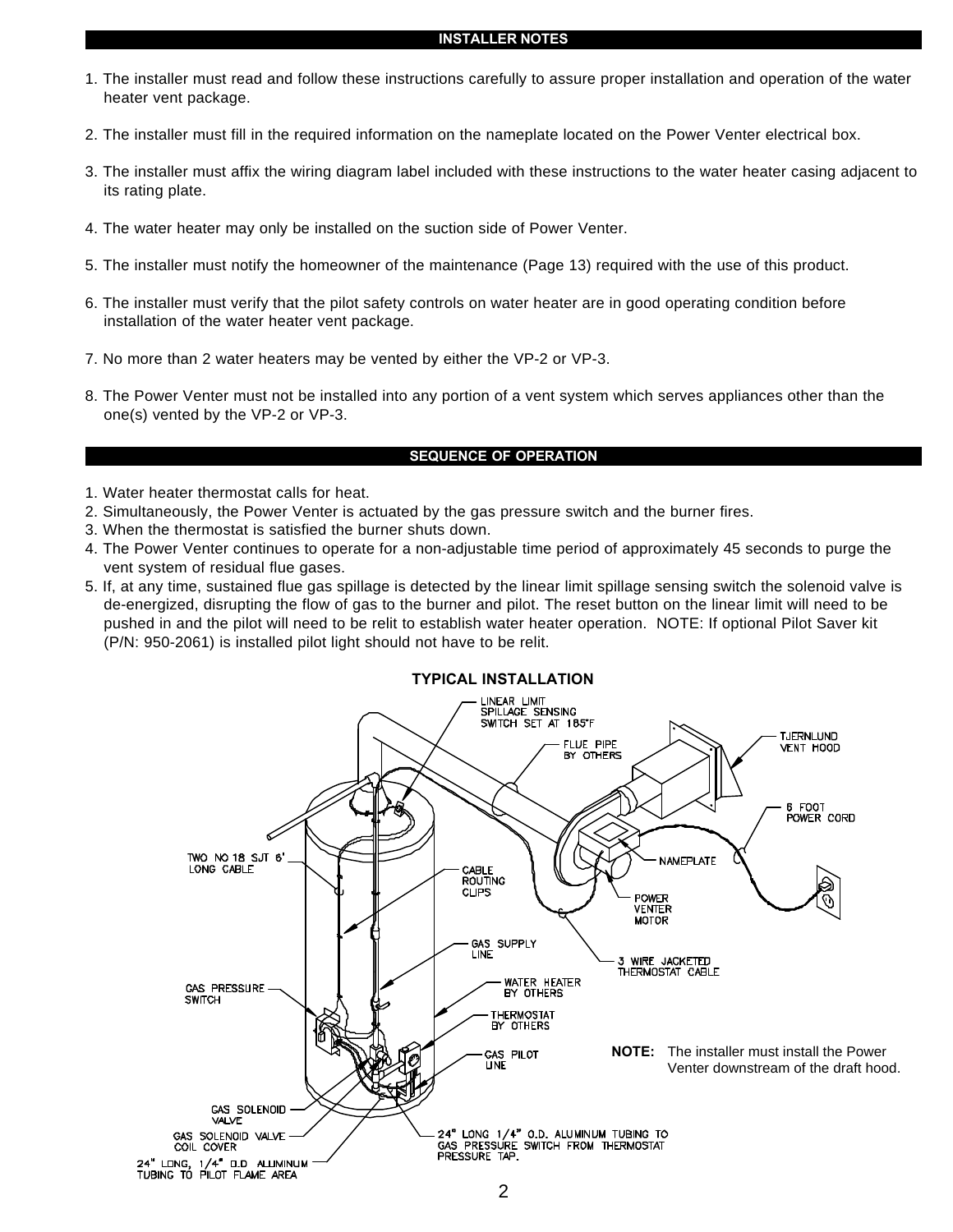## INSTALLER NOTES

1. The installer must read and follow these instructions carefully to assure proper installation and operation of the water heater vent package.

2. The installer must fill in the required information on the nameplate located on the Power Venter electrical box.

3. The installer must affix the wiring diagram label included with these instructions to the water heater casing adjacent to its rating plate.

4. The water heater may only be installed on the suction side of Power Venter.

5. The installer must notify the homeowner of the maintenance (Page 13) required with the use of this product.

6. The installer must verify that the pilot safety controls on water heater are in good operating condition before installation of the water heater vent package.

7. No more than 2 water heaters may be vented by either the VP-2 or VP-3.

8. The Power Venter must not be installed into any portion of a vent system which serves appliances other than the one(s) vented by the VP-2 or VP-3.

## SEQUENCE OF OPERATION

1. Water heater thermostat calls for heat.
2. Simultaneously, the Power Venter is actuated by the gas pressure switch and the burner fires.
3. When the thermostat is satisfied the burner shuts down.
4. The Power Venter continues to operate for a non-adjustable time period of approximately 45 seconds to purge the vent system of residual flue gases.
5. If, at any time, sustained flue gas spillage is detected by the linear limit spillage sensing switch the solenoid valve is de-energized, disrupting the flow of gas to the burner and pilot. The reset button on the linear limit will need to be pushed in and the pilot will need to be relit to establish water heater operation. NOTE: If optional Pilot Saver kit (P/N: 950-2061) is installed pilot light should not have to be relit.

**TYPICAL INSTALLATION**

LINEAR LIMIT SPILLAGE SENSING SWITCH SET AT 185°F

FLUE PIPE BY OTHERS

TJERNLUND VENT HOOD

6 FOOT POWER CORD

TWO NO 18 SJT 6' LONG CABLE

CABLE ROUTING CLIPS

NAMEPLATE

POWER VENTER MOTOR

GAS SUPPLY LINE

3 WIRE JACKETED THERMOSTAT CABLE

GAS PRESSURE SWITCH

WATER HEATER BY OTHERS

THERMOSTAT BY OTHERS

GAS PILOT LINE

GAS SOLENOID VALVE

GAS SOLENOID VALVE COIL COVER

24" LONG, 1/4" O.D. ALUMINUM TUBING TO PILOT FLAME AREA

24" LONG 1/4" O.D. ALUMINUM TUBING TO GAS PRESSURE SWITCH FROM THERMOSTAT PRESSURE TAP.

**NOTE:** The installer must install the Power Venter downstream of the draft hood.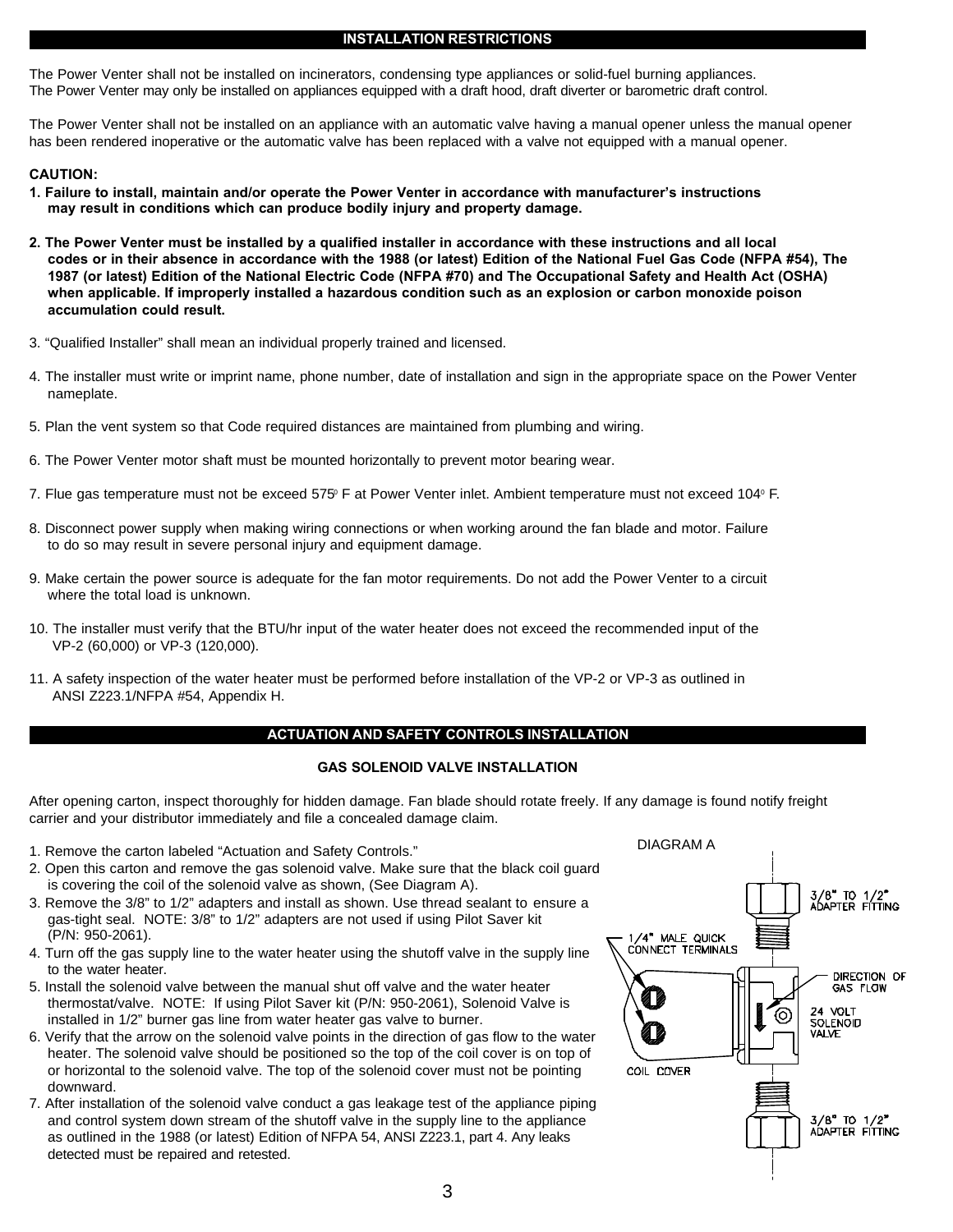## INSTALLATION RESTRICTIONS

The Power Venter shall not be installed on incinerators, condensing type appliances or solid-fuel burning appliances.
The Power Venter may only be installed on appliances equipped with a draft hood, draft diverter or barometric draft control.

The Power Venter shall not be installed on an appliance with an automatic valve having a manual opener unless the manual opener has been rendered inoperative or the automatic valve has been replaced with a valve not equipped with a manual opener.

**CAUTION:**

**1. Failure to install, maintain and/or operate the Power Venter in accordance with manufacturer's instructions may result in conditions which can produce bodily injury and property damage.**

**2. The Power Venter must be installed by a qualified installer in accordance with these instructions and all local codes or in their absence in accordance with the 1988 (or latest) Edition of the National Fuel Gas Code (NFPA #54), The 1987 (or latest) Edition of the National Electric Code (NFPA #70) and The Occupational Safety and Health Act (OSHA) when applicable. If improperly installed a hazardous condition such as an explosion or carbon monoxide poison accumulation could result.**

3. "Qualified Installer" shall mean an individual properly trained and licensed.

4. The installer must write or imprint name, phone number, date of installation and sign in the appropriate space on the Power Venter nameplate.

5. Plan the vent system so that Code required distances are maintained from plumbing and wiring.

6. The Power Venter motor shaft must be mounted horizontally to prevent motor bearing wear.

7. Flue gas temperature must not be exceed 575° F at Power Venter inlet. Ambient temperature must not exceed 104° F.

8. Disconnect power supply when making wiring connections or when working around the fan blade and motor. Failure to do so may result in severe personal injury and equipment damage.

9. Make certain the power source is adequate for the fan motor requirements. Do not add the Power Venter to a circuit where the total load is unknown.

10. The installer must verify that the BTU/hr input of the water heater does not exceed the recommended input of the VP-2 (60,000) or VP-3 (120,000).

11. A safety inspection of the water heater must be performed before installation of the VP-2 or VP-3 as outlined in ANSI Z223.1/NFPA #54, Appendix H.

## ACTUATION AND SAFETY CONTROLS INSTALLATION

### GAS SOLENOID VALVE INSTALLATION

After opening carton, inspect thoroughly for hidden damage. Fan blade should rotate freely. If any damage is found notify freight carrier and your distributor immediately and file a concealed damage claim.

1. Remove the carton labeled "Actuation and Safety Controls."
2. Open this carton and remove the gas solenoid valve. Make sure that the black coil guard is covering the coil of the solenoid valve as shown, (See Diagram A).
3. Remove the 3/8" to 1/2" adapters and install as shown. Use thread sealant to ensure a gas-tight seal. NOTE: 3/8" to 1/2" adapters are not used if using Pilot Saver kit (P/N: 950-2061).
4. Turn off the gas supply line to the water heater using the shutoff valve in the supply line to the water heater.
5. Install the solenoid valve between the manual shut off valve and the water heater thermostat/valve. NOTE: If using Pilot Saver kit (P/N: 950-2061), Solenoid Valve is installed in 1/2" burner gas line from water heater gas valve to burner.
6. Verify that the arrow on the solenoid valve points in the direction of gas flow to the water heater. The solenoid valve should be positioned so the top of the coil cover is on top of or horizontal to the solenoid valve. The top of the solenoid cover must not be pointing downward.
7. After installation of the solenoid valve conduct a gas leakage test of the appliance piping and control system down stream of the shutoff valve in the supply line to the appliance as outlined in the 1988 (or latest) Edition of NFPA 54, ANSI Z223.1, part 4. Any leaks detected must be repaired and retested.

DIAGRAM A

3/8" TO 1/2" ADAPTER FITTING

1/4" MALE QUICK CONNECT TERMINALS

DIRECTION OF GAS FLOW

24 VOLT SOLENOID VALVE

COIL COVER

3/8" TO 1/2" ADAPTER FITTING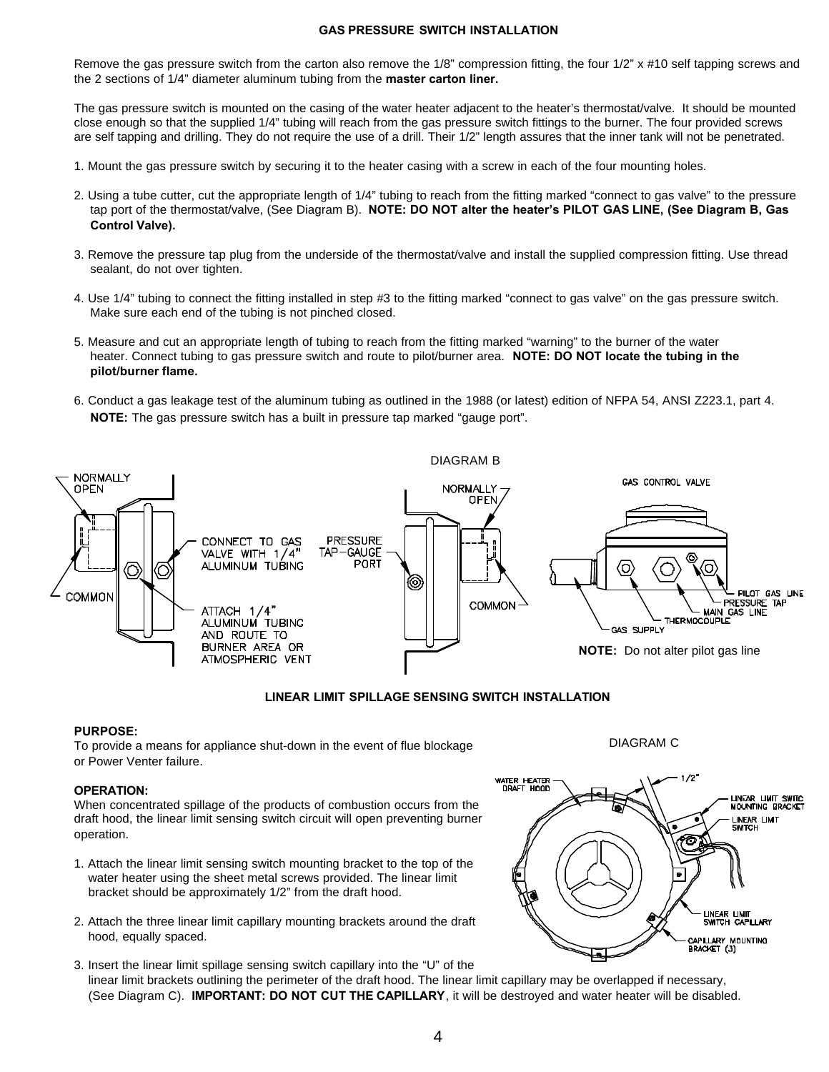## GAS PRESSURE SWITCH INSTALLATION

Remove the gas pressure switch from the carton also remove the 1/8" compression fitting, the four 1/2" x #10 self tapping screws and the 2 sections of 1/4" diameter aluminum tubing from the **master carton liner.**

The gas pressure switch is mounted on the casing of the water heater adjacent to the heater's thermostat/valve. It should be mounted close enough so that the supplied 1/4" tubing will reach from the gas pressure switch fittings to the burner. The four provided screws are self tapping and drilling. They do not require the use of a drill. Their 1/2" length assures that the inner tank will not be penetrated.

1. Mount the gas pressure switch by securing it to the heater casing with a screw in each of the four mounting holes.

2. Using a tube cutter, cut the appropriate length of 1/4" tubing to reach from the fitting marked "connect to gas valve" to the pressure tap port of the thermostat/valve, (See Diagram B). **NOTE: DO NOT alter the heater's PILOT GAS LINE, (See Diagram B, Gas Control Valve).**

3. Remove the pressure tap plug from the underside of the thermostat/valve and install the supplied compression fitting. Use thread sealant, do not over tighten.

4. Use 1/4" tubing to connect the fitting installed in step #3 to the fitting marked "connect to gas valve" on the gas pressure switch. Make sure each end of the tubing is not pinched closed.

5. Measure and cut an appropriate length of tubing to reach from the fitting marked "warning" to the burner of the water heater. Connect tubing to gas pressure switch and route to pilot/burner area. **NOTE: DO NOT locate the tubing in the pilot/burner flame.**

6. Conduct a gas leakage test of the aluminum tubing as outlined in the 1988 (or latest) edition of NFPA 54, ANSI Z223.1, part 4. **NOTE:** The gas pressure switch has a built in pressure tap marked "gauge port".

DIAGRAM B

NORMALLY OPEN

COMMON

CONNECT TO GAS VALVE WITH 1/4" ALUMINUM TUBING

ATTACH 1/4" ALUMINUM TUBING AND ROUTE TO BURNER AREA OR ATMOSPHERIC VENT

PRESSURE TAP–GAUGE PORT

NORMALLY OPEN

COMMON

GAS CONTROL VALVE

GAS SUPPLY

THERMOCOUPLE

MAIN GAS LINE

PRESSURE TAP

PILOT GAS LINE

**NOTE:** Do not alter pilot gas line

## LINEAR LIMIT SPILLAGE SENSING SWITCH INSTALLATION

**PURPOSE:**
To provide a means for appliance shut-down in the event of flue blockage or Power Venter failure.

**OPERATION:**
When concentrated spillage of the products of combustion occurs from the draft hood, the linear limit sensing switch circuit will open preventing burner operation.

1. Attach the linear limit sensing switch mounting bracket to the top of the water heater using the sheet metal screws provided. The linear limit bracket should be approximately 1/2" from the draft hood.

2. Attach the three linear limit capillary mounting brackets around the draft hood, equally spaced.

3. Insert the linear limit spillage sensing switch capillary into the "U" of the linear limit brackets outlining the perimeter of the draft hood. The linear limit capillary may be overlapped if necessary, (See Diagram C). **IMPORTANT: DO NOT CUT THE CAPILLARY**, it will be destroyed and water heater will be disabled.

DIAGRAM C

WATER HEATER DRAFT HOOD

1/2"

LINEAR LIMIT SWITC MOUNTING BRACKET

LINEAR LIMIT SWITCH

LINEAR LIMIT SWITCH CAPILLARY

CAPILLARY MOUNTING BRACKET (3)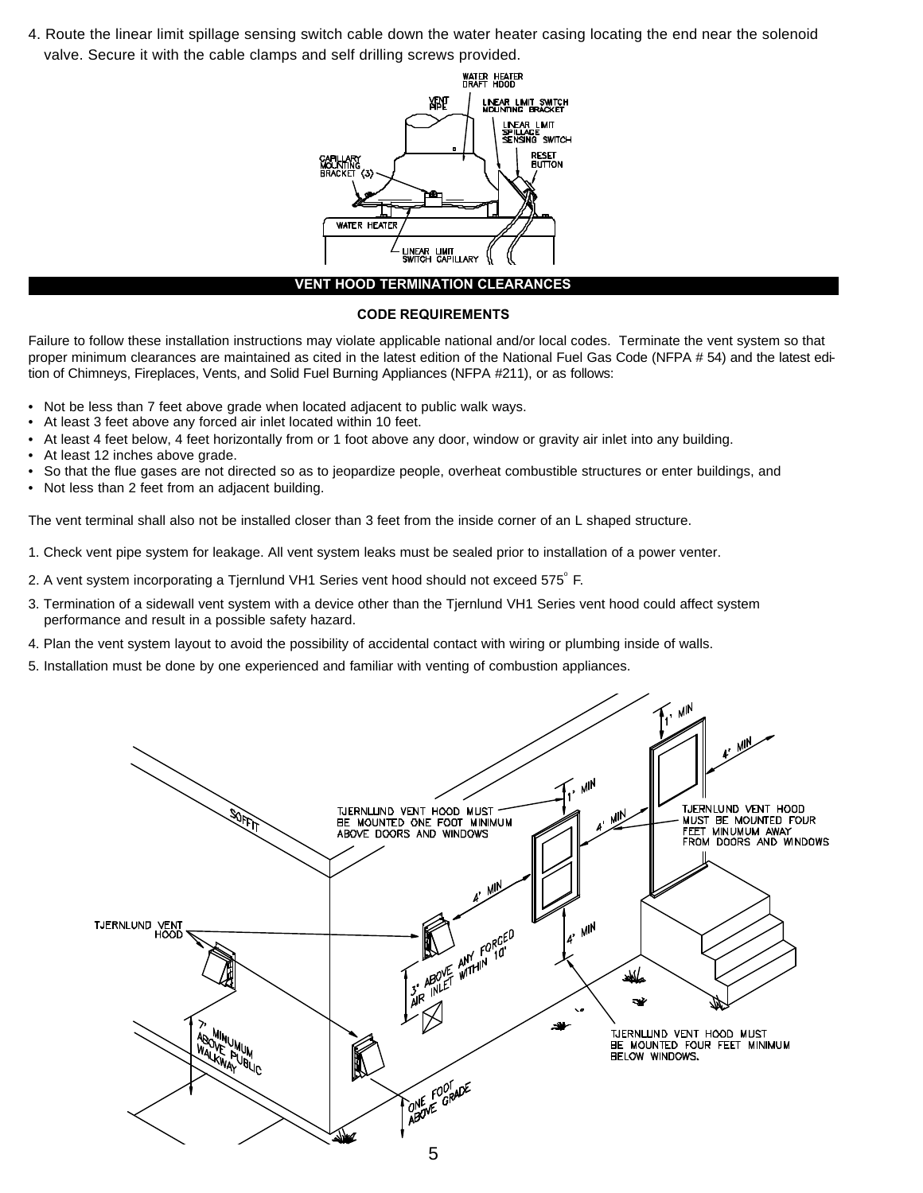4. Route the linear limit spillage sensing switch cable down the water heater casing locating the end near the solenoid valve. Secure it with the cable clamps and self drilling screws provided.

## VENT HOOD TERMINATION CLEARANCES

### CODE REQUIREMENTS

Failure to follow these installation instructions may violate applicable national and/or local codes. Terminate the vent system so that proper minimum clearances are maintained as cited in the latest edition of the National Fuel Gas Code (NFPA # 54) and the latest edition of Chimneys, Fireplaces, Vents, and Solid Fuel Burning Appliances (NFPA #211), or as follows:

- Not be less than 7 feet above grade when located adjacent to public walk ways.
- At least 3 feet above any forced air inlet located within 10 feet.
- At least 4 feet below, 4 feet horizontally from or 1 foot above any door, window or gravity air inlet into any building.
- At least 12 inches above grade.
- So that the flue gases are not directed so as to jeopardize people, overheat combustible structures or enter buildings, and
- Not less than 2 feet from an adjacent building.

The vent terminal shall also not be installed closer than 3 feet from the inside corner of an L shaped structure.

1. Check vent pipe system for leakage. All vent system leaks must be sealed prior to installation of a power venter.
2. A vent system incorporating a Tjernlund VH1 Series vent hood should not exceed 575° F.
3. Termination of a sidewall vent system with a device other than the Tjernlund VH1 Series vent hood could affect system performance and result in a possible safety hazard.
4. Plan the vent system layout to avoid the possibility of accidental contact with wiring or plumbing inside of walls.
5. Installation must be done by one experienced and familiar with venting of combustion appliances.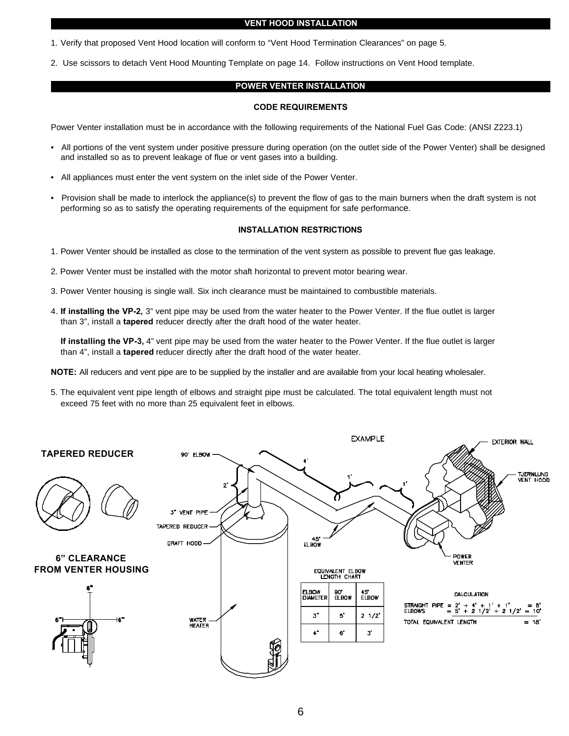## VENT HOOD INSTALLATION

1. Verify that proposed Vent Hood location will conform to "Vent Hood Termination Clearances" on page 5.

2. Use scissors to detach Vent Hood Mounting Template on page 14. Follow instructions on Vent Hood template.

## POWER VENTER INSTALLATION

### CODE REQUIREMENTS

Power Venter installation must be in accordance with the following requirements of the National Fuel Gas Code: (ANSI Z223.1)

- All portions of the vent system under positive pressure during operation (on the outlet side of the Power Venter) shall be designed and installed so as to prevent leakage of flue or vent gases into a building.
- All appliances must enter the vent system on the inlet side of the Power Venter.
- Provision shall be made to interlock the appliance(s) to prevent the flow of gas to the main burners when the draft system is not performing so as to satisfy the operating requirements of the equipment for safe performance.

### INSTALLATION RESTRICTIONS

1. Power Venter should be installed as close to the termination of the vent system as possible to prevent flue gas leakage.

2. Power Venter must be installed with the motor shaft horizontal to prevent motor bearing wear.

3. Power Venter housing is single wall. Six inch clearance must be maintained to combustible materials.

4. **If installing the VP-2,** 3" vent pipe may be used from the water heater to the Power Venter. If the flue outlet is larger than 3", install a **tapered** reducer directly after the draft hood of the water heater.

   **If installing the VP-3,** 4" vent pipe may be used from the water heater to the Power Venter. If the flue outlet is larger than 4", install a **tapered** reducer directly after the draft hood of the water heater.

**NOTE:** All reducers and vent pipe are to be supplied by the installer and are available from your local heating wholesaler.

5. The equivalent vent pipe length of elbows and straight pipe must be calculated. The total equivalent length must not exceed 75 feet with no more than 25 equivalent feet in elbows.

**TAPERED REDUCER**

**6" CLEARANCE FROM VENTER HOUSING**

EXAMPLE

90° ELBOW, 3" VENT PIPE, TAPERED REDUCER, DRAFT HOOD, WATER HEATER, 45° ELBOW, EXTERIOR WALL, TJERNLUND VENT HOOD, POWER VENTER

EQUIVALENT ELBOW LENGTH CHART

| ELBOW DIAMETER | 90° ELBOW | 45° ELBOW |
|---|---|---|
| 3" | 5' | 2 1/2' |
| 4" | 6' | 3' |

CALCULATION

STRAIGHT PIPE = 2' + 4' + 1' + 1' = 8'
ELBOWS = 5' + 2 1/2' + 2 1/2' = 10'

TOTAL EQUIVALENT LENGTH = 18'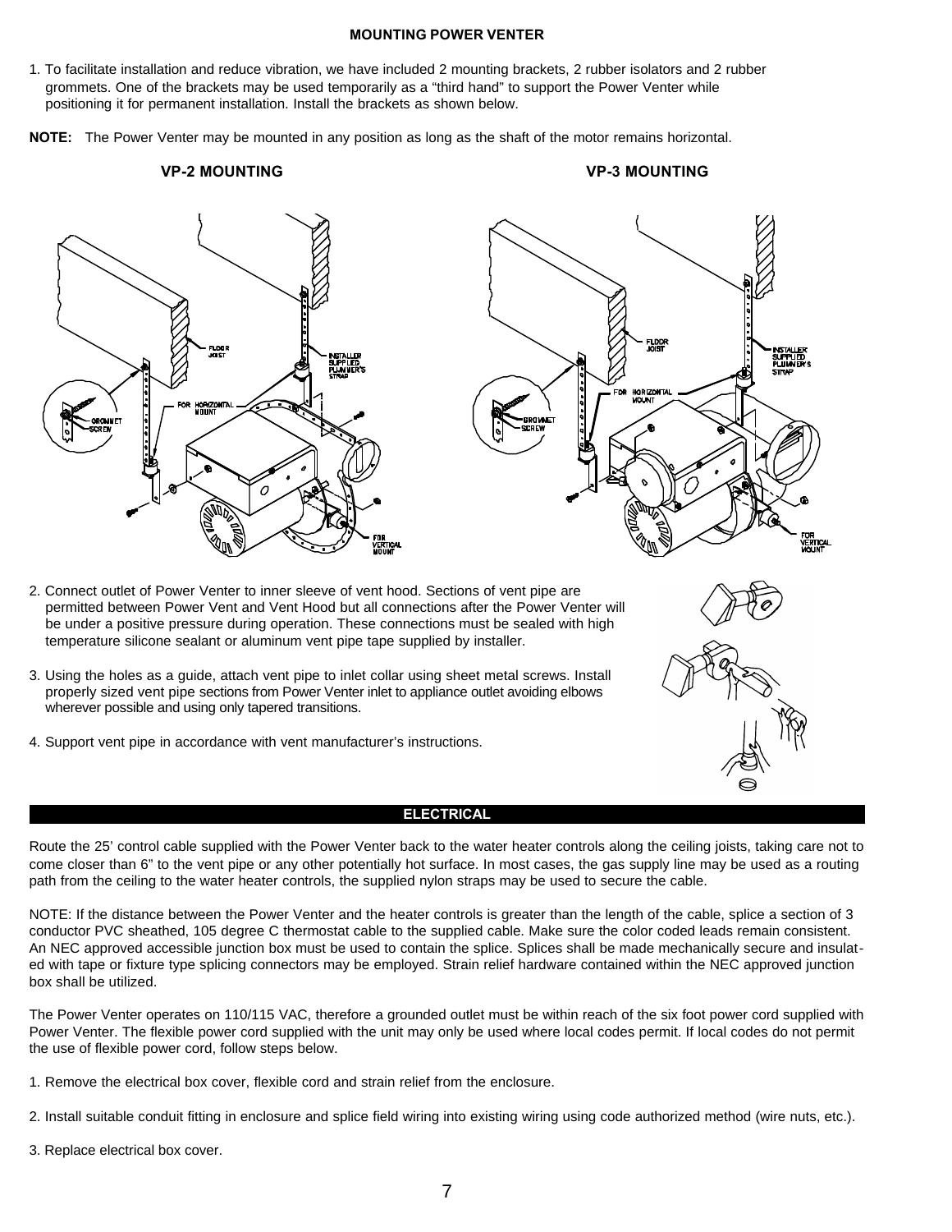## MOUNTING POWER VENTER

1. To facilitate installation and reduce vibration, we have included 2 mounting brackets, 2 rubber isolators and 2 rubber grommets. One of the brackets may be used temporarily as a "third hand" to support the Power Venter while positioning it for permanent installation. Install the brackets as shown below.

**NOTE:** The Power Venter may be mounted in any position as long as the shaft of the motor remains horizontal.

**VP-2 MOUNTING** **VP-3 MOUNTING**

2. Connect outlet of Power Venter to inner sleeve of vent hood. Sections of vent pipe are permitted between Power Vent and Vent Hood but all connections after the Power Venter will be under a positive pressure during operation. These connections must be sealed with high temperature silicone sealant or aluminum vent pipe tape supplied by installer.

3. Using the holes as a guide, attach vent pipe to inlet collar using sheet metal screws. Install properly sized vent pipe sections from Power Venter inlet to appliance outlet avoiding elbows wherever possible and using only tapered transitions.

4. Support vent pipe in accordance with vent manufacturer's instructions.

## ELECTRICAL

Route the 25' control cable supplied with the Power Venter back to the water heater controls along the ceiling joists, taking care not to come closer than 6" to the vent pipe or any other potentially hot surface. In most cases, the gas supply line may be used as a routing path from the ceiling to the water heater controls, the supplied nylon straps may be used to secure the cable.

NOTE: If the distance between the Power Venter and the heater controls is greater than the length of the cable, splice a section of 3 conductor PVC sheathed, 105 degree C thermostat cable to the supplied cable. Make sure the color coded leads remain consistent. An NEC approved accessible junction box must be used to contain the splice. Splices shall be made mechanically secure and insulated with tape or fixture type splicing connectors may be employed. Strain relief hardware contained within the NEC approved junction box shall be utilized.

The Power Venter operates on 110/115 VAC, therefore a grounded outlet must be within reach of the six foot power cord supplied with Power Venter. The flexible power cord supplied with the unit may only be used where local codes permit. If local codes do not permit the use of flexible power cord, follow steps below.

1. Remove the electrical box cover, flexible cord and strain relief from the enclosure.

2. Install suitable conduit fitting in enclosure and splice field wiring into existing wiring using code authorized method (wire nuts, etc.).

3. Replace electrical box cover.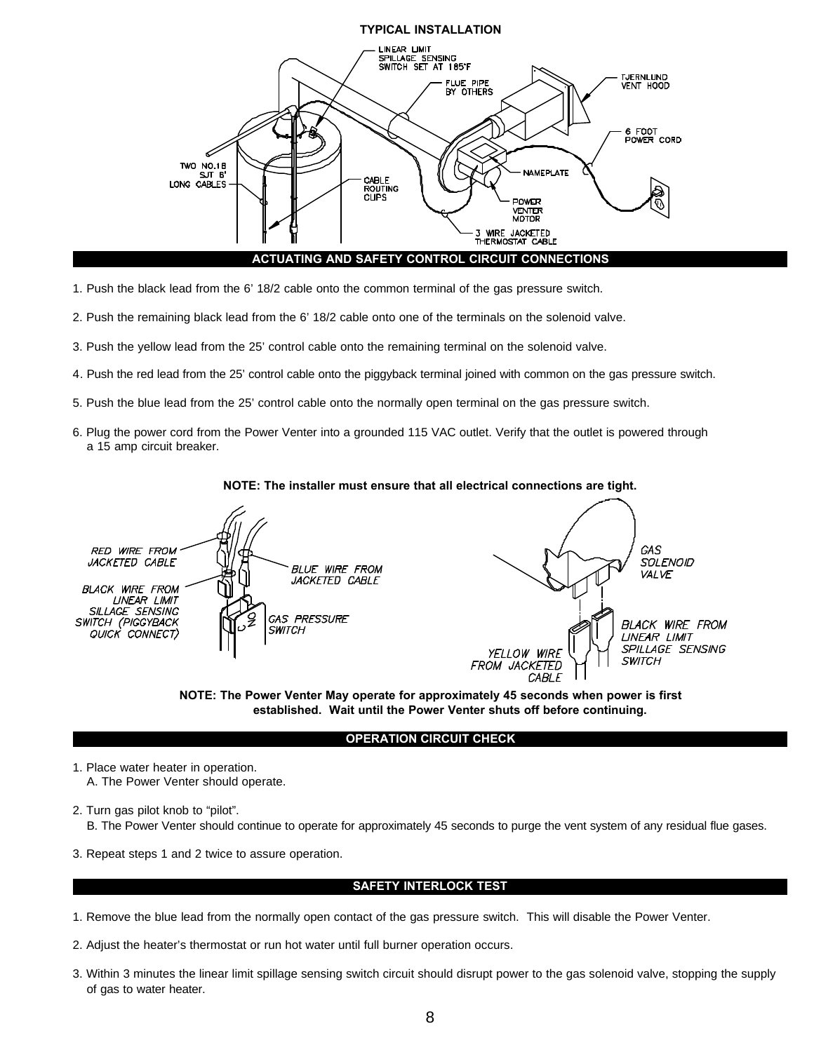## TYPICAL INSTALLATION

## ACTUATING AND SAFETY CONTROL CIRCUIT CONNECTIONS

1. Push the black lead from the 6' 18/2 cable onto the common terminal of the gas pressure switch.
2. Push the remaining black lead from the 6' 18/2 cable onto one of the terminals on the solenoid valve.
3. Push the yellow lead from the 25' control cable onto the remaining terminal on the solenoid valve.
4. Push the red lead from the 25' control cable onto the piggyback terminal joined with common on the gas pressure switch.
5. Push the blue lead from the 25' control cable onto the normally open terminal on the gas pressure switch.
6. Plug the power cord from the Power Venter into a grounded 115 VAC outlet. Verify that the outlet is powered through a 15 amp circuit breaker.

**NOTE: The installer must ensure that all electrical connections are tight.**

**NOTE: The Power Venter May operate for approximately 45 seconds when power is first established. Wait until the Power Venter shuts off before continuing.**

## OPERATION CIRCUIT CHECK

1. Place water heater in operation.
   A. The Power Venter should operate.
2. Turn gas pilot knob to "pilot".
   B. The Power Venter should continue to operate for approximately 45 seconds to purge the vent system of any residual flue gases.
3. Repeat steps 1 and 2 twice to assure operation.

## SAFETY INTERLOCK TEST

1. Remove the blue lead from the normally open contact of the gas pressure switch. This will disable the Power Venter.
2. Adjust the heater's thermostat or run hot water until full burner operation occurs.
3. Within 3 minutes the linear limit spillage sensing switch circuit should disrupt power to the gas solenoid valve, stopping the supply of gas to water heater.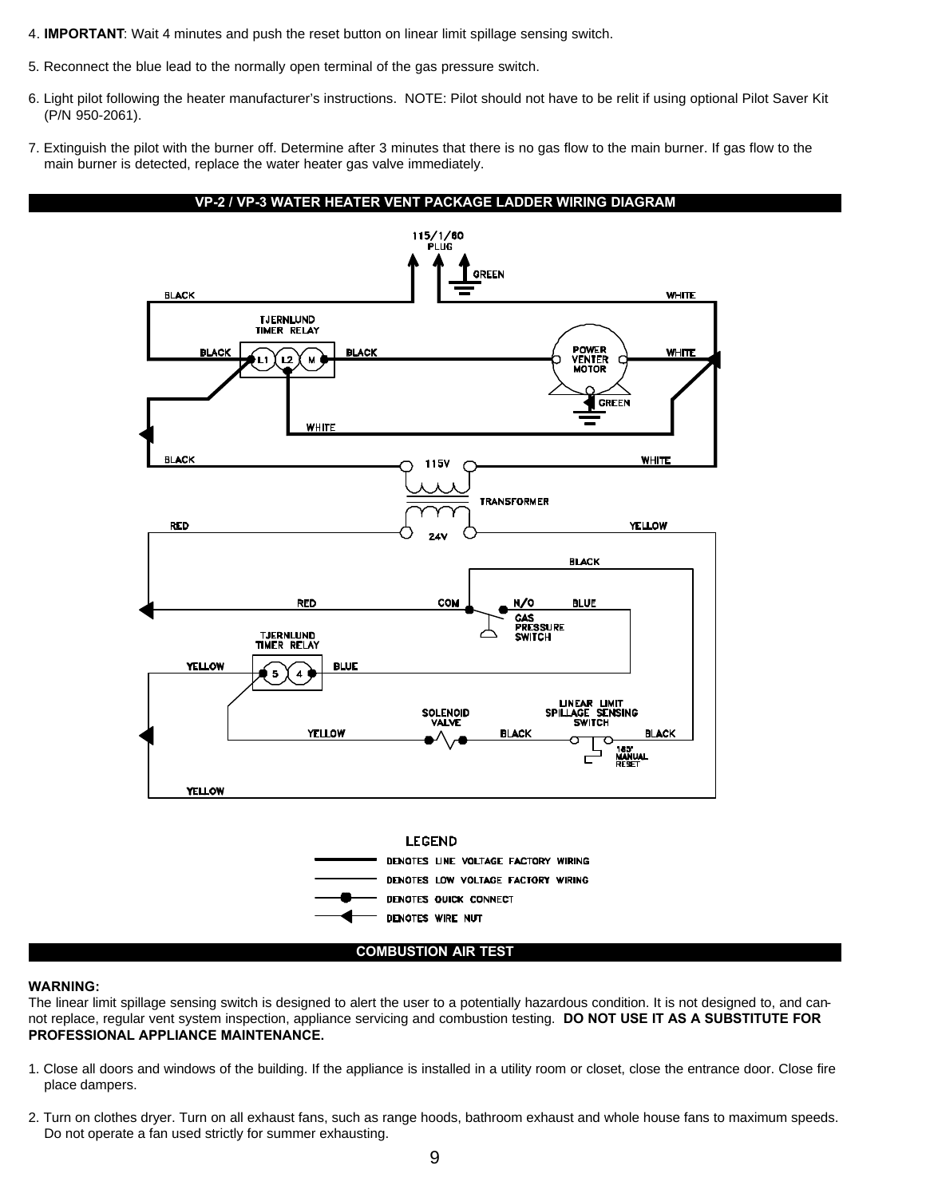4. **IMPORTANT**: Wait 4 minutes and push the reset button on linear limit spillage sensing switch.

5. Reconnect the blue lead to the normally open terminal of the gas pressure switch.

6. Light pilot following the heater manufacturer's instructions. NOTE: Pilot should not have to be relit if using optional Pilot Saver Kit (P/N 950-2061).

7. Extinguish the pilot with the burner off. Determine after 3 minutes that there is no gas flow to the main burner. If gas flow to the main burner is detected, replace the water heater gas valve immediately.

## VP-2 / VP-3 WATER HEATER VENT PACKAGE LADDER WIRING DIAGRAM

115/1/60 PLUG

GREEN

BLACK

WHITE

TJERNLUND TIMER RELAY

BLACK L1 L2 M BLACK

POWER VENTER MOTOR

WHITE

GREEN

WHITE

BLACK

115V

WHITE

TRANSFORMER

RED

24V

YELLOW

BLACK

RED

COM

N/O

BLUE

GAS PRESSURE SWITCH

TJERNLUND TIMER RELAY

YELLOW 5 4 BLUE

SOLENOID VALVE

LINEAR LIMIT SPILLAGE SENSING SWITCH

YELLOW

BLACK

BLACK

165° MANUAL RESET

YELLOW

LEGEND

DENOTES LINE VOLTAGE FACTORY WIRING

DENOTES LOW VOLTAGE FACTORY WIRING

DENOTES QUICK CONNECT

DENOTES WIRE NUT

## COMBUSTION AIR TEST

**WARNING:**
The linear limit spillage sensing switch is designed to alert the user to a potentially hazardous condition. It is not designed to, and cannot replace, regular vent system inspection, appliance servicing and combustion testing. **DO NOT USE IT AS A SUBSTITUTE FOR PROFESSIONAL APPLIANCE MAINTENANCE.**

1. Close all doors and windows of the building. If the appliance is installed in a utility room or closet, close the entrance door. Close fire place dampers.

2. Turn on clothes dryer. Turn on all exhaust fans, such as range hoods, bathroom exhaust and whole house fans to maximum speeds. Do not operate a fan used strictly for summer exhausting.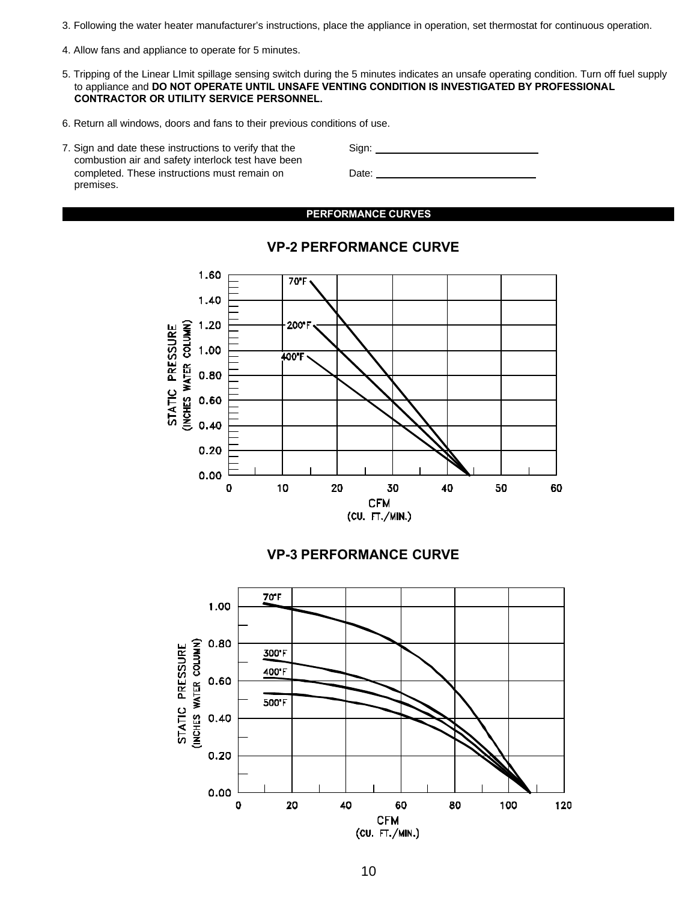3. Following the water heater manufacturer's instructions, place the appliance in operation, set thermostat for continuous operation.

4. Allow fans and appliance to operate for 5 minutes.

5. Tripping of the Linear LImit spillage sensing switch during the 5 minutes indicates an unsafe operating condition. Turn off fuel supply to appliance and **DO NOT OPERATE UNTIL UNSAFE VENTING CONDITION IS INVESTIGATED BY PROFESSIONAL CONTRACTOR OR UTILITY SERVICE PERSONNEL.**

6. Return all windows, doors and fans to their previous conditions of use.

7. Sign and date these instructions to verify that the combustion air and safety interlock test have been completed. These instructions must remain on premises.

Sign: ______________________________

Date: ______________________________

## PERFORMANCE CURVES

### VP-2 PERFORMANCE CURVE

STATIC PRESSURE (INCHES WATER COLUMN)

0.00, 0.20, 0.40, 0.60, 0.80, 1.00, 1.20, 1.40, 1.60

70°F

200°F

400°F

0, 10, 20, 30, 40, 50, 60

CFM (CU. FT./MIN.)

### VP-3 PERFORMANCE CURVE

STATIC PRESSURE (INCHES WATER COLUMN)

0.00, 0.20, 0.40, 0.60, 0.80, 1.00

70°F

300°F

400°F

500°F

0, 20, 40, 60, 80, 100, 120

CFM (CU. FT./MIN.)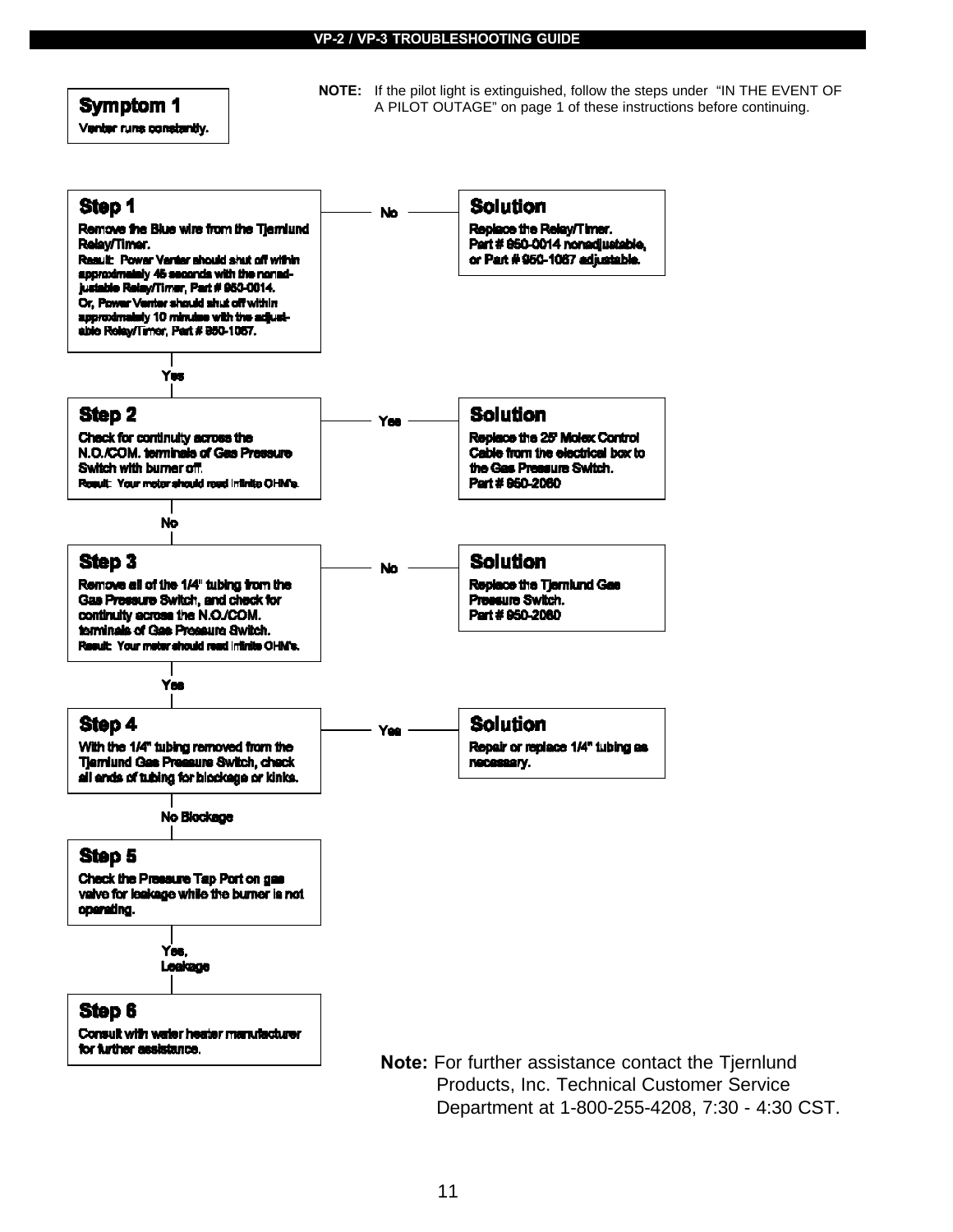## VP-2 / VP-3 TROUBLESHOOTING GUIDE

**NOTE:** If the pilot light is extinguished, follow the steps under "IN THE EVENT OF A PILOT OUTAGE" on page 1 of these instructions before continuing.

### Symptom 1

Venter runs constantly.

### Step 1

Remove the Blue wire from the Tjernlund Relay/Timer.

Result: Power Venter should shut off within approximately 45 seconds with the nonadjustable Relay/Timer, Part # 950-0014. Or, Power Venter should shut off within approximately 10 minutes with the adjustable Relay/Timer, Part # 950-1067.

- **No** → **Solution:** Replace the Relay/Timer. Part # 950-0014 nonadjustable, or Part # 950-1067 adjustable.
- **Yes** → Step 2

### Step 2

Check for continuity across the N.O./COM. terminals of Gas Pressure Switch with burner off.

Result: Your meter should read infinite OHM's.

- **Yes** → **Solution:** Replace the 25' Molex Control Cable from the electrical box to the Gas Pressure Switch. Part # 950-2060
- **No** → Step 3

### Step 3

Remove all of the 1/4" tubing from the Gas Pressure Switch, and check for continuity across the N.O./COM. terminals of Gas Pressure Switch.

Result: Your meter should read infinite OHM's.

- **No** → **Solution:** Replace the Tjernlund Gas Pressure Switch. Part # 950-2060
- **Yes** → Step 4

### Step 4

With the 1/4" tubing removed from the Tjernlund Gas Pressure Switch, check all ends of tubing for blockage or kinks.

- **Yes** → **Solution:** Repair or replace 1/4" tubing as necessary.
- **No Blockage** → Step 5

### Step 5

Check the Pressure Tap Port on gas valve for leakage while the burner is not operating.

- **Yes, Leakage** → Step 6

### Step 6

Consult with water heater manufacturer for further assistance.

**Note:** For further assistance contact the Tjernlund Products, Inc. Technical Customer Service Department at 1-800-255-4208, 7:30 - 4:30 CST.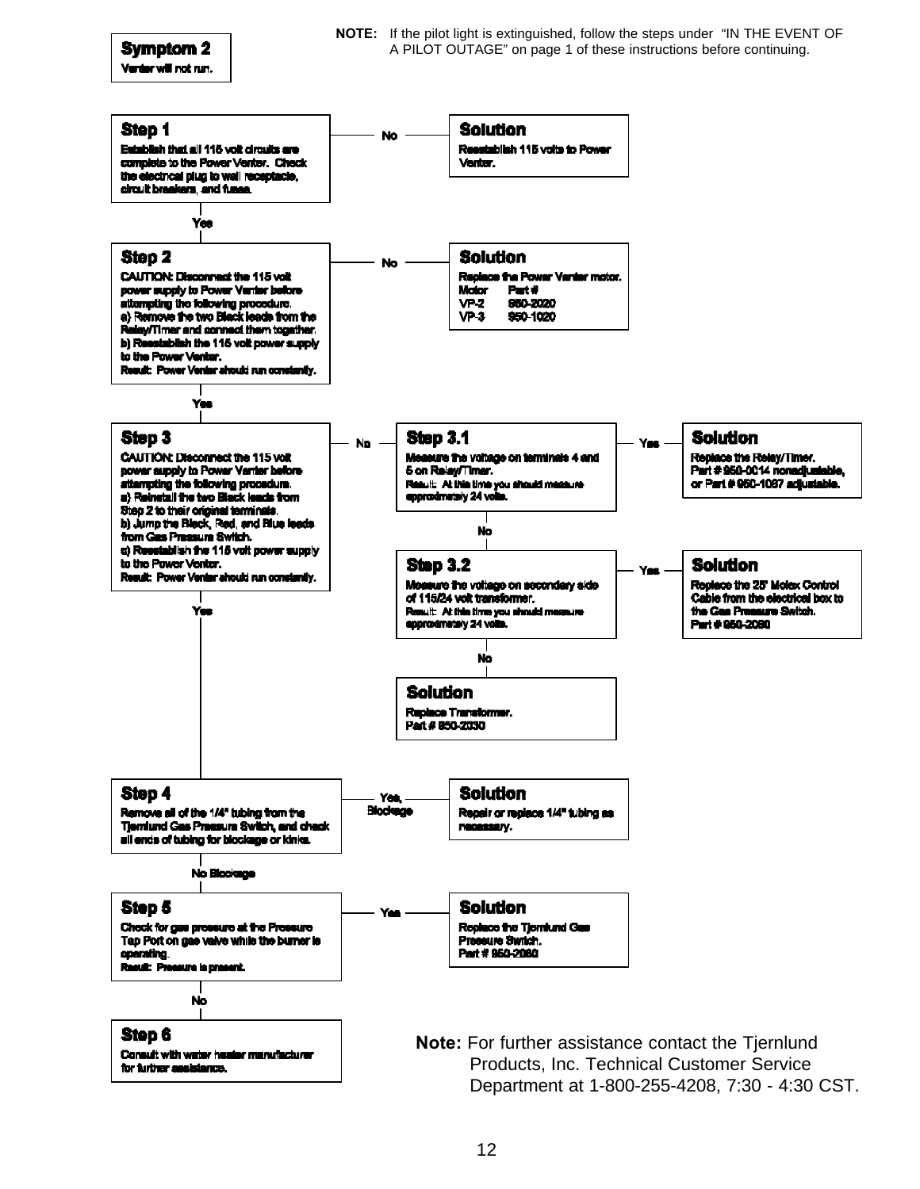**NOTE:** If the pilot light is extinguished, follow the steps under "IN THE EVENT OF A PILOT OUTAGE" on page 1 of these instructions before continuing.

## Symptom 2

Venter will not run.

### Step 1

Establish that all 115 volt circuits are complete to the Power Venter. Check the electrical plug to wall receptacle, circuit breakers, and fuses.

- **No** → **Solution:** Reestablish 115 volts to Power Venter.
- **Yes** → Step 2

### Step 2

CAUTION: Disconnect the 115 volt power supply to Power Venter before attempting the following procedure.

a) Remove the two Black leads from the Relay/Timer and connect them together.

b) Reestablish the 115 volt power supply to the Power Venter.

**Result:** Power Venter should run constantly.

- **No** → **Solution:** Replace the Power Venter motor.

| Motor | Part # |
|---|---|
| VP-2 | 950-2020 |
| VP-3 | 950-1020 |

- **Yes** → Step 3

### Step 3

CAUTION: Disconnect the 115 volt power supply to Power Venter before attempting the following procedure.

a) Reinstall the two Black leads from Step 2 to their original terminals.

b) Jump the Black, Red, and Blue leads from Gas Pressure Switch.

c) Reestablish the 115 volt power supply to the Power Venter.

**Result:** Power Venter should run constantly.

- **No** → Step 3.1
- **Yes** → Step 4

### Step 3.1

Measure the voltage on terminals 4 and 5 on Relay/Timer.

**Result:** At this time you should measure approximately 24 volts.

- **Yes** → **Solution:** Replace the Relay/Timer. Part # 950-0014 nonadjustable, or Part # 950-1087 adjustable.
- **No** → Step 3.2

### Step 3.2

Measure the voltage on secondary side of 115/24 volt transformer.

**Result:** At this time you should measure approximately 24 volts.

- **Yes** → **Solution:** Replace the 25' Molex Control Cable from the electrical box to the Gas Pressure Switch. Part # 950-2060
- **No** → **Solution:** Replace Transformer. Part # 950-2030

### Step 4

Remove all of the 1/4" tubing from the Tjernlund Gas Pressure Switch, and check all ends of tubing for blockage or kinks.

- **Yes, Blockage** → **Solution:** Repair or replace 1/4" tubing as necessary.
- **No Blockage** → Step 5

### Step 5

Check for gas pressure at the Pressure Tap Port on gas valve while the burner is operating.

**Result:** Pressure is present.

- **Yes** → **Solution:** Replace the Tjernlund Gas Pressure Switch. Part # 950-2080
- **No** → Step 6

### Step 6

Consult with water heater manufacturer for further assistance.

**Note:** For further assistance contact the Tjernlund Products, Inc. Technical Customer Service Department at 1-800-255-4208, 7:30 - 4:30 CST.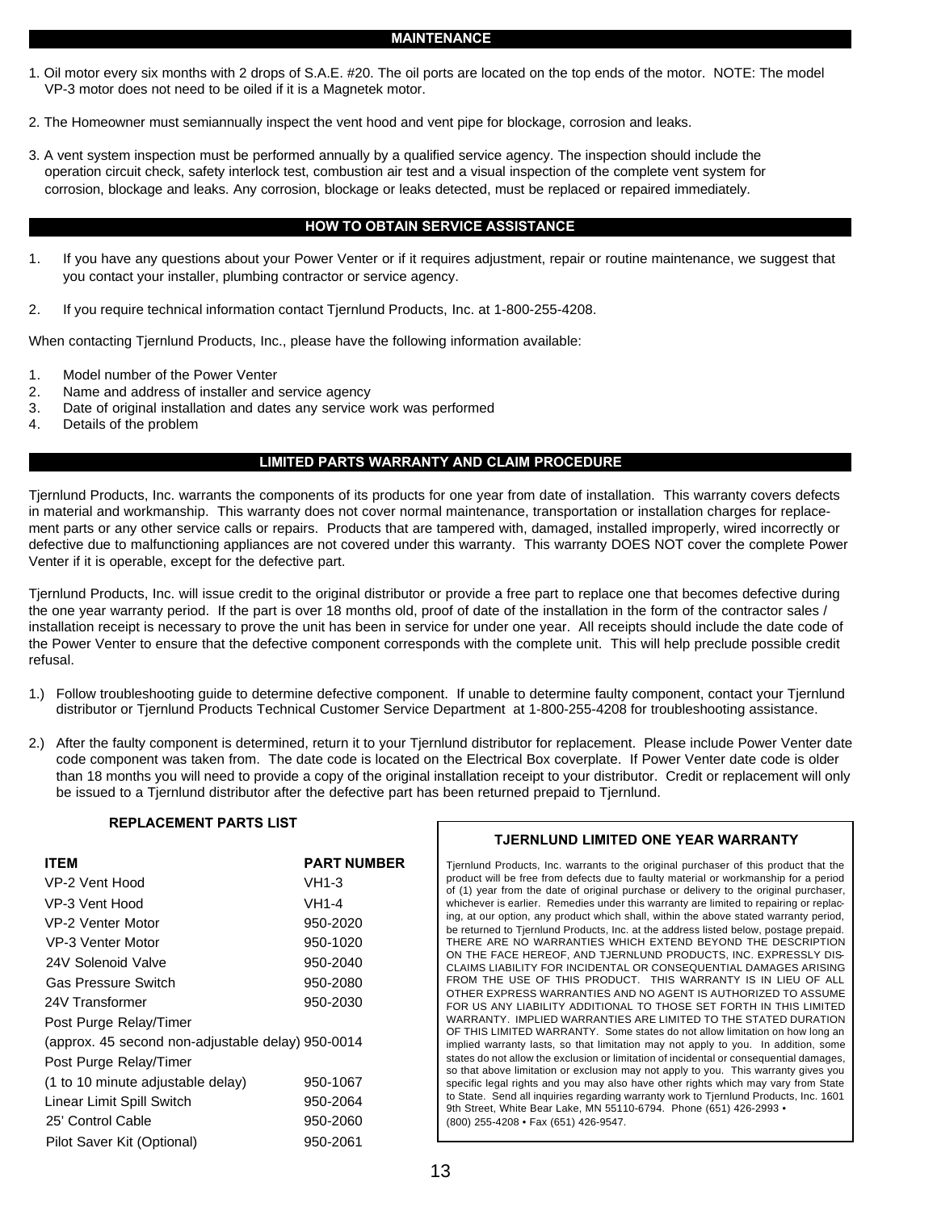## MAINTENANCE

1. Oil motor every six months with 2 drops of S.A.E. #20. The oil ports are located on the top ends of the motor. NOTE: The model VP-3 motor does not need to be oiled if it is a Magnetek motor.

2. The Homeowner must semiannually inspect the vent hood and vent pipe for blockage, corrosion and leaks.

3. A vent system inspection must be performed annually by a qualified service agency. The inspection should include the operation circuit check, safety interlock test, combustion air test and a visual inspection of the complete vent system for corrosion, blockage and leaks. Any corrosion, blockage or leaks detected, must be replaced or repaired immediately.

## HOW TO OBTAIN SERVICE ASSISTANCE

1. If you have any questions about your Power Venter or if it requires adjustment, repair or routine maintenance, we suggest that you contact your installer, plumbing contractor or service agency.

2. If you require technical information contact Tjernlund Products, Inc. at 1-800-255-4208.

When contacting Tjernlund Products, Inc., please have the following information available:

1. Model number of the Power Venter
2. Name and address of installer and service agency
3. Date of original installation and dates any service work was performed
4. Details of the problem

## LIMITED PARTS WARRANTY AND CLAIM PROCEDURE

Tjernlund Products, Inc. warrants the components of its products for one year from date of installation. This warranty covers defects in material and workmanship. This warranty does not cover normal maintenance, transportation or installation charges for replacement parts or any other service calls or repairs. Products that are tampered with, damaged, installed improperly, wired incorrectly or defective due to malfunctioning appliances are not covered under this warranty. This warranty DOES NOT cover the complete Power Venter if it is operable, except for the defective part.

Tjernlund Products, Inc. will issue credit to the original distributor or provide a free part to replace one that becomes defective during the one year warranty period. If the part is over 18 months old, proof of date of the installation in the form of the contractor sales / installation receipt is necessary to prove the unit has been in service for under one year. All receipts should include the date code of the Power Venter to ensure that the defective component corresponds with the complete unit. This will help preclude possible credit refusal.

1.) Follow troubleshooting guide to determine defective component. If unable to determine faulty component, contact your Tjernlund distributor or Tjernlund Products Technical Customer Service Department at 1-800-255-4208 for troubleshooting assistance.

2.) After the faulty component is determined, return it to your Tjernlund distributor for replacement. Please include Power Venter date code component was taken from. The date code is located on the Electrical Box coverplate. If Power Venter date code is older than 18 months you will need to provide a copy of the original installation receipt to your distributor. Credit or replacement will only be issued to a Tjernlund distributor after the defective part has been returned prepaid to Tjernlund.

### REPLACEMENT PARTS LIST

| ITEM | PART NUMBER |
|---|---|
| VP-2 Vent Hood | VH1-3 |
| VP-3 Vent Hood | VH1-4 |
| VP-2 Venter Motor | 950-2020 |
| VP-3 Venter Motor | 950-1020 |
| 24V Solenoid Valve | 950-2040 |
| Gas Pressure Switch | 950-2080 |
| 24V Transformer | 950-2030 |
| Post Purge Relay/Timer (approx. 45 second non-adjustable delay) | 950-0014 |
| Post Purge Relay/Timer (1 to 10 minute adjustable delay) | 950-1067 |
| Linear Limit Spill Switch | 950-2064 |
| 25' Control Cable | 950-2060 |
| Pilot Saver Kit (Optional) | 950-2061 |

### TJERNLUND LIMITED ONE YEAR WARRANTY

Tjernlund Products, Inc. warrants to the original purchaser of this product that the product will be free from defects due to faulty material or workmanship for a period of (1) year from the date of original purchase or delivery to the original purchaser, whichever is earlier. Remedies under this warranty are limited to repairing or replacing, at our option, any product which shall, within the above stated warranty period, be returned to Tjernlund Products, Inc. at the address listed below, postage prepaid. THERE ARE NO WARRANTIES WHICH EXTEND BEYOND THE DESCRIPTION ON THE FACE HEREOF, AND TJERNLUND PRODUCTS, INC. EXPRESSLY DISCLAIMS LIABILITY FOR INCIDENTAL OR CONSEQUENTIAL DAMAGES ARISING FROM THE USE OF THIS PRODUCT. THIS WARRANTY IS IN LIEU OF ALL OTHER EXPRESS WARRANTIES AND NO AGENT IS AUTHORIZED TO ASSUME FOR US ANY LIABILITY ADDITIONAL TO THOSE SET FORTH IN THIS LIMITED WARRANTY. IMPLIED WARRANTIES ARE LIMITED TO THE STATED DURATION OF THIS LIMITED WARRANTY. Some states do not allow limitation on how long an implied warranty lasts, so that limitation may not apply to you. In addition, some states do not allow the exclusion or limitation of incidental or consequential damages, so that above limitation or exclusion may not apply to you. This warranty gives you specific legal rights and you may also have other rights which may vary from State to State. Send all inquiries regarding warranty work to Tjernlund Products, Inc. 1601 9th Street, White Bear Lake, MN 55110-6794. Phone (651) 426-2993 • (800) 255-4208 • Fax (651) 426-9547.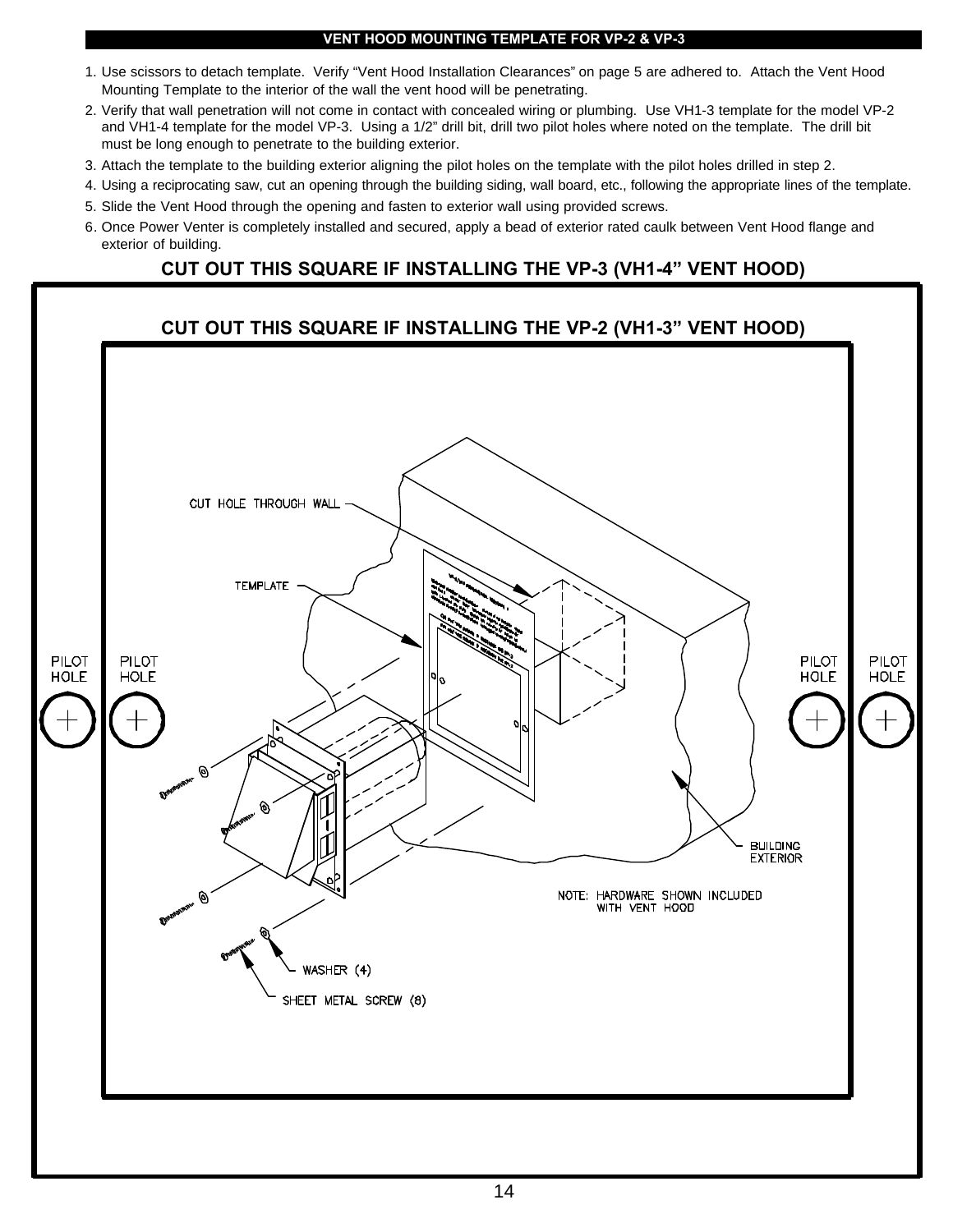## VENT HOOD MOUNTING TEMPLATE FOR VP-2 & VP-3

1. Use scissors to detach template. Verify "Vent Hood Installation Clearances" on page 5 are adhered to. Attach the Vent Hood Mounting Template to the interior of the wall the vent hood will be penetrating.
2. Verify that wall penetration will not come in contact with concealed wiring or plumbing. Use VH1-3 template for the model VP-2 and VH1-4 template for the model VP-3. Using a 1/2" drill bit, drill two pilot holes where noted on the template. The drill bit must be long enough to penetrate to the building exterior.
3. Attach the template to the building exterior aligning the pilot holes on the template with the pilot holes drilled in step 2.
4. Using a reciprocating saw, cut an opening through the building siding, wall board, etc., following the appropriate lines of the template.
5. Slide the Vent Hood through the opening and fasten to exterior wall using provided screws.
6. Once Power Venter is completely installed and secured, apply a bead of exterior rated caulk between Vent Hood flange and exterior of building.

**CUT OUT THIS SQUARE IF INSTALLING THE VP-3 (VH1-4" VENT HOOD)**

**CUT OUT THIS SQUARE IF INSTALLING THE VP-2 (VH1-3" VENT HOOD)**

PILOT HOLE

PILOT HOLE

PILOT HOLE

PILOT HOLE

CUT HOLE THROUGH WALL

TEMPLATE

BUILDING EXTERIOR

NOTE: HARDWARE SHOWN INCLUDED WITH VENT HOOD

WASHER (4)

SHEET METAL SCREW (8)